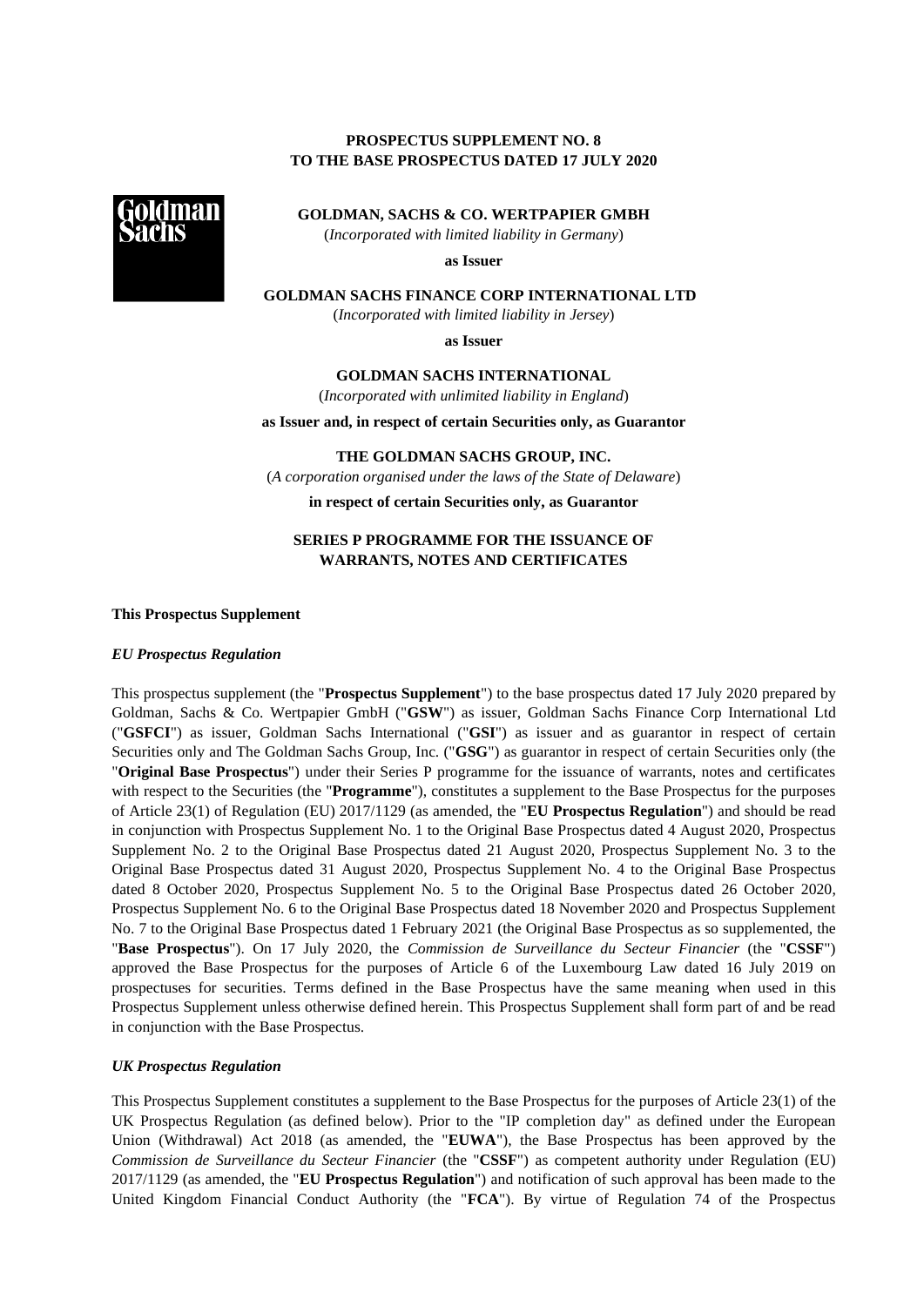**PROSPECTUS SUPPLEMENT NO. 8**
**TO THE BASE PROSPECTUS DATED 17 JULY 2020**

**GOLDMAN, SACHS & CO. WERTPAPIER GMBH**
(*Incorporated with limited liability in Germany*)

**as Issuer**

**GOLDMAN SACHS FINANCE CORP INTERNATIONAL LTD**
(*Incorporated with limited liability in Jersey*)

**as Issuer**

**GOLDMAN SACHS INTERNATIONAL**
(*Incorporated with unlimited liability in England*)

**as Issuer and, in respect of certain Securities only, as Guarantor**

**THE GOLDMAN SACHS GROUP, INC.**
(*A corporation organised under the laws of the State of Delaware*)

**in respect of certain Securities only, as Guarantor**

**SERIES P PROGRAMME FOR THE ISSUANCE OF WARRANTS, NOTES AND CERTIFICATES**

**This Prospectus Supplement**

***EU Prospectus Regulation***

This prospectus supplement (the "**Prospectus Supplement**") to the base prospectus dated 17 July 2020 prepared by Goldman, Sachs & Co. Wertpapier GmbH ("**GSW**") as issuer, Goldman Sachs Finance Corp International Ltd ("**GSFCI**") as issuer, Goldman Sachs International ("**GSI**") as issuer and as guarantor in respect of certain Securities only and The Goldman Sachs Group, Inc. ("**GSG**") as guarantor in respect of certain Securities only (the "**Original Base Prospectus**") under their Series P programme for the issuance of warrants, notes and certificates with respect to the Securities (the "**Programme**"), constitutes a supplement to the Base Prospectus for the purposes of Article 23(1) of Regulation (EU) 2017/1129 (as amended, the "**EU Prospectus Regulation**") and should be read in conjunction with Prospectus Supplement No. 1 to the Original Base Prospectus dated 4 August 2020, Prospectus Supplement No. 2 to the Original Base Prospectus dated 21 August 2020, Prospectus Supplement No. 3 to the Original Base Prospectus dated 31 August 2020, Prospectus Supplement No. 4 to the Original Base Prospectus dated 8 October 2020, Prospectus Supplement No. 5 to the Original Base Prospectus dated 26 October 2020, Prospectus Supplement No. 6 to the Original Base Prospectus dated 18 November 2020 and Prospectus Supplement No. 7 to the Original Base Prospectus dated 1 February 2021 (the Original Base Prospectus as so supplemented, the "**Base Prospectus**"). On 17 July 2020, the *Commission de Surveillance du Secteur Financier* (the "**CSSF**") approved the Base Prospectus for the purposes of Article 6 of the Luxembourg Law dated 16 July 2019 on prospectuses for securities. Terms defined in the Base Prospectus have the same meaning when used in this Prospectus Supplement unless otherwise defined herein. This Prospectus Supplement shall form part of and be read in conjunction with the Base Prospectus.

***UK Prospectus Regulation***

This Prospectus Supplement constitutes a supplement to the Base Prospectus for the purposes of Article 23(1) of the UK Prospectus Regulation (as defined below). Prior to the "IP completion day" as defined under the European Union (Withdrawal) Act 2018 (as amended, the "**EUWA**"), the Base Prospectus has been approved by the *Commission de Surveillance du Secteur Financier* (the "**CSSF**") as competent authority under Regulation (EU) 2017/1129 (as amended, the "**EU Prospectus Regulation**") and notification of such approval has been made to the United Kingdom Financial Conduct Authority (the "**FCA**"). By virtue of Regulation 74 of the Prospectus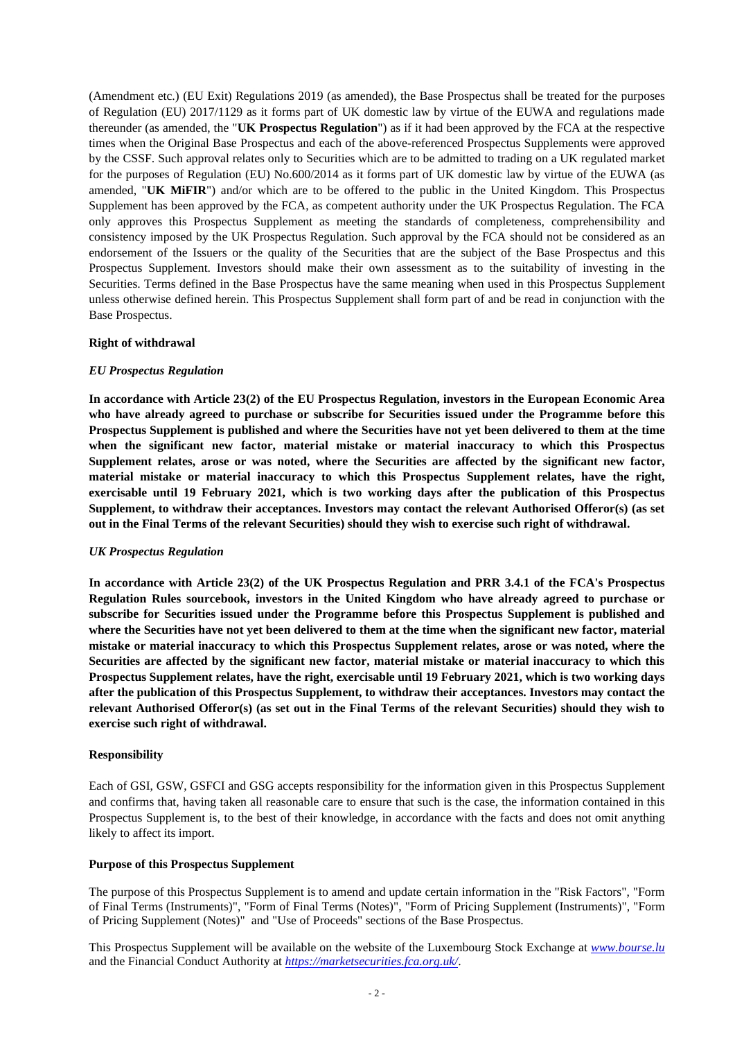(Amendment etc.) (EU Exit) Regulations 2019 (as amended), the Base Prospectus shall be treated for the purposes of Regulation (EU) 2017/1129 as it forms part of UK domestic law by virtue of the EUWA and regulations made thereunder (as amended, the "**UK Prospectus Regulation**") as if it had been approved by the FCA at the respective times when the Original Base Prospectus and each of the above-referenced Prospectus Supplements were approved by the CSSF. Such approval relates only to Securities which are to be admitted to trading on a UK regulated market for the purposes of Regulation (EU) No.600/2014 as it forms part of UK domestic law by virtue of the EUWA (as amended, "**UK MiFIR**") and/or which are to be offered to the public in the United Kingdom. This Prospectus Supplement has been approved by the FCA, as competent authority under the UK Prospectus Regulation. The FCA only approves this Prospectus Supplement as meeting the standards of completeness, comprehensibility and consistency imposed by the UK Prospectus Regulation. Such approval by the FCA should not be considered as an endorsement of the Issuers or the quality of the Securities that are the subject of the Base Prospectus and this Prospectus Supplement. Investors should make their own assessment as to the suitability of investing in the Securities. Terms defined in the Base Prospectus have the same meaning when used in this Prospectus Supplement unless otherwise defined herein. This Prospectus Supplement shall form part of and be read in conjunction with the Base Prospectus.

**Right of withdrawal**

*EU Prospectus Regulation*

**In accordance with Article 23(2) of the EU Prospectus Regulation, investors in the European Economic Area who have already agreed to purchase or subscribe for Securities issued under the Programme before this Prospectus Supplement is published and where the Securities have not yet been delivered to them at the time when the significant new factor, material mistake or material inaccuracy to which this Prospectus Supplement relates, arose or was noted, where the Securities are affected by the significant new factor, material mistake or material inaccuracy to which this Prospectus Supplement relates, have the right, exercisable until 19 February 2021, which is two working days after the publication of this Prospectus Supplement, to withdraw their acceptances. Investors may contact the relevant Authorised Offeror(s) (as set out in the Final Terms of the relevant Securities) should they wish to exercise such right of withdrawal.**

*UK Prospectus Regulation*

**In accordance with Article 23(2) of the UK Prospectus Regulation and PRR 3.4.1 of the FCA's Prospectus Regulation Rules sourcebook, investors in the United Kingdom who have already agreed to purchase or subscribe for Securities issued under the Programme before this Prospectus Supplement is published and where the Securities have not yet been delivered to them at the time when the significant new factor, material mistake or material inaccuracy to which this Prospectus Supplement relates, arose or was noted, where the Securities are affected by the significant new factor, material mistake or material inaccuracy to which this Prospectus Supplement relates, have the right, exercisable until 19 February 2021, which is two working days after the publication of this Prospectus Supplement, to withdraw their acceptances. Investors may contact the relevant Authorised Offeror(s) (as set out in the Final Terms of the relevant Securities) should they wish to exercise such right of withdrawal.**

**Responsibility**

Each of GSI, GSW, GSFCI and GSG accepts responsibility for the information given in this Prospectus Supplement and confirms that, having taken all reasonable care to ensure that such is the case, the information contained in this Prospectus Supplement is, to the best of their knowledge, in accordance with the facts and does not omit anything likely to affect its import.

**Purpose of this Prospectus Supplement**

The purpose of this Prospectus Supplement is to amend and update certain information in the "Risk Factors", "Form of Final Terms (Instruments)", "Form of Final Terms (Notes)", "Form of Pricing Supplement (Instruments)", "Form of Pricing Supplement (Notes)" and "Use of Proceeds" sections of the Base Prospectus.

This Prospectus Supplement will be available on the website of the Luxembourg Stock Exchange at *www.bourse.lu* and the Financial Conduct Authority at *https://marketsecurities.fca.org.uk/*.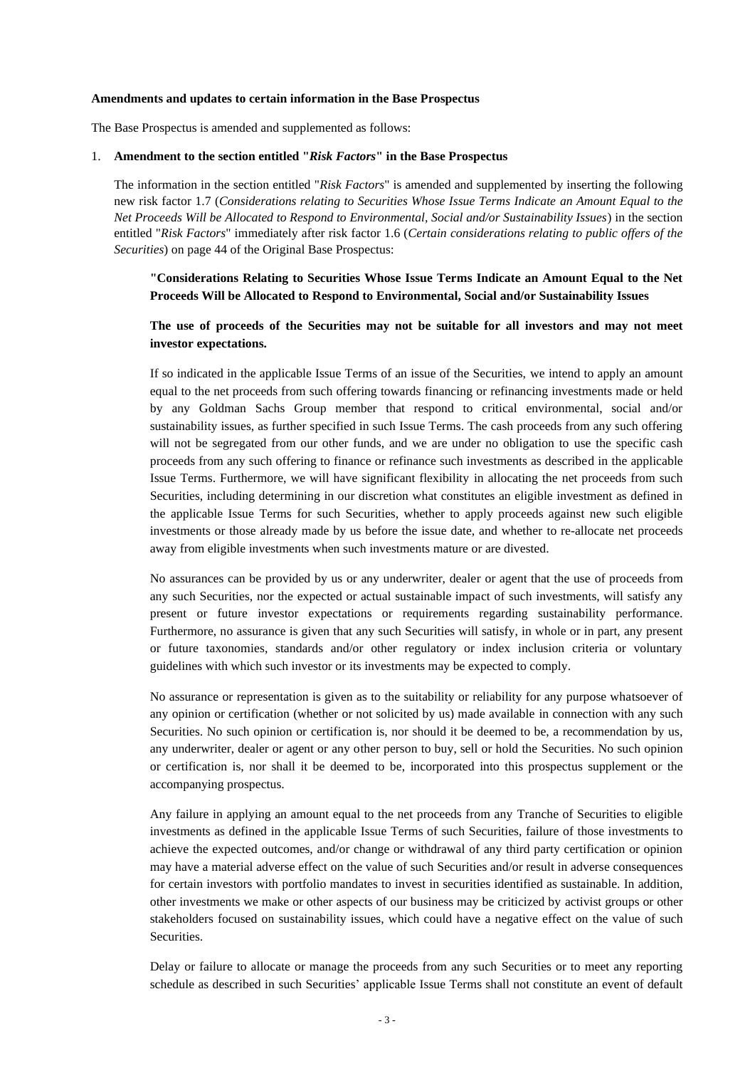**Amendments and updates to certain information in the Base Prospectus**

The Base Prospectus is amended and supplemented as follows:

1. **Amendment to the section entitled "*Risk Factors*" in the Base Prospectus**

   The information in the section entitled "*Risk Factors*" is amended and supplemented by inserting the following new risk factor 1.7 (*Considerations relating to Securities Whose Issue Terms Indicate an Amount Equal to the Net Proceeds Will be Allocated to Respond to Environmental, Social and/or Sustainability Issues*) in the section entitled "*Risk Factors*" immediately after risk factor 1.6 (*Certain considerations relating to public offers of the Securities*) on page 44 of the Original Base Prospectus:

   **"Considerations Relating to Securities Whose Issue Terms Indicate an Amount Equal to the Net Proceeds Will be Allocated to Respond to Environmental, Social and/or Sustainability Issues**

   **The use of proceeds of the Securities may not be suitable for all investors and may not meet investor expectations.**

   If so indicated in the applicable Issue Terms of an issue of the Securities, we intend to apply an amount equal to the net proceeds from such offering towards financing or refinancing investments made or held by any Goldman Sachs Group member that respond to critical environmental, social and/or sustainability issues, as further specified in such Issue Terms. The cash proceeds from any such offering will not be segregated from our other funds, and we are under no obligation to use the specific cash proceeds from any such offering to finance or refinance such investments as described in the applicable Issue Terms. Furthermore, we will have significant flexibility in allocating the net proceeds from such Securities, including determining in our discretion what constitutes an eligible investment as defined in the applicable Issue Terms for such Securities, whether to apply proceeds against new such eligible investments or those already made by us before the issue date, and whether to re-allocate net proceeds away from eligible investments when such investments mature or are divested.

   No assurances can be provided by us or any underwriter, dealer or agent that the use of proceeds from any such Securities, nor the expected or actual sustainable impact of such investments, will satisfy any present or future investor expectations or requirements regarding sustainability performance. Furthermore, no assurance is given that any such Securities will satisfy, in whole or in part, any present or future taxonomies, standards and/or other regulatory or index inclusion criteria or voluntary guidelines with which such investor or its investments may be expected to comply.

   No assurance or representation is given as to the suitability or reliability for any purpose whatsoever of any opinion or certification (whether or not solicited by us) made available in connection with any such Securities. No such opinion or certification is, nor should it be deemed to be, a recommendation by us, any underwriter, dealer or agent or any other person to buy, sell or hold the Securities. No such opinion or certification is, nor shall it be deemed to be, incorporated into this prospectus supplement or the accompanying prospectus.

   Any failure in applying an amount equal to the net proceeds from any Tranche of Securities to eligible investments as defined in the applicable Issue Terms of such Securities, failure of those investments to achieve the expected outcomes, and/or change or withdrawal of any third party certification or opinion may have a material adverse effect on the value of such Securities and/or result in adverse consequences for certain investors with portfolio mandates to invest in securities identified as sustainable. In addition, other investments we make or other aspects of our business may be criticized by activist groups or other stakeholders focused on sustainability issues, which could have a negative effect on the value of such Securities.

   Delay or failure to allocate or manage the proceeds from any such Securities or to meet any reporting schedule as described in such Securities' applicable Issue Terms shall not constitute an event of default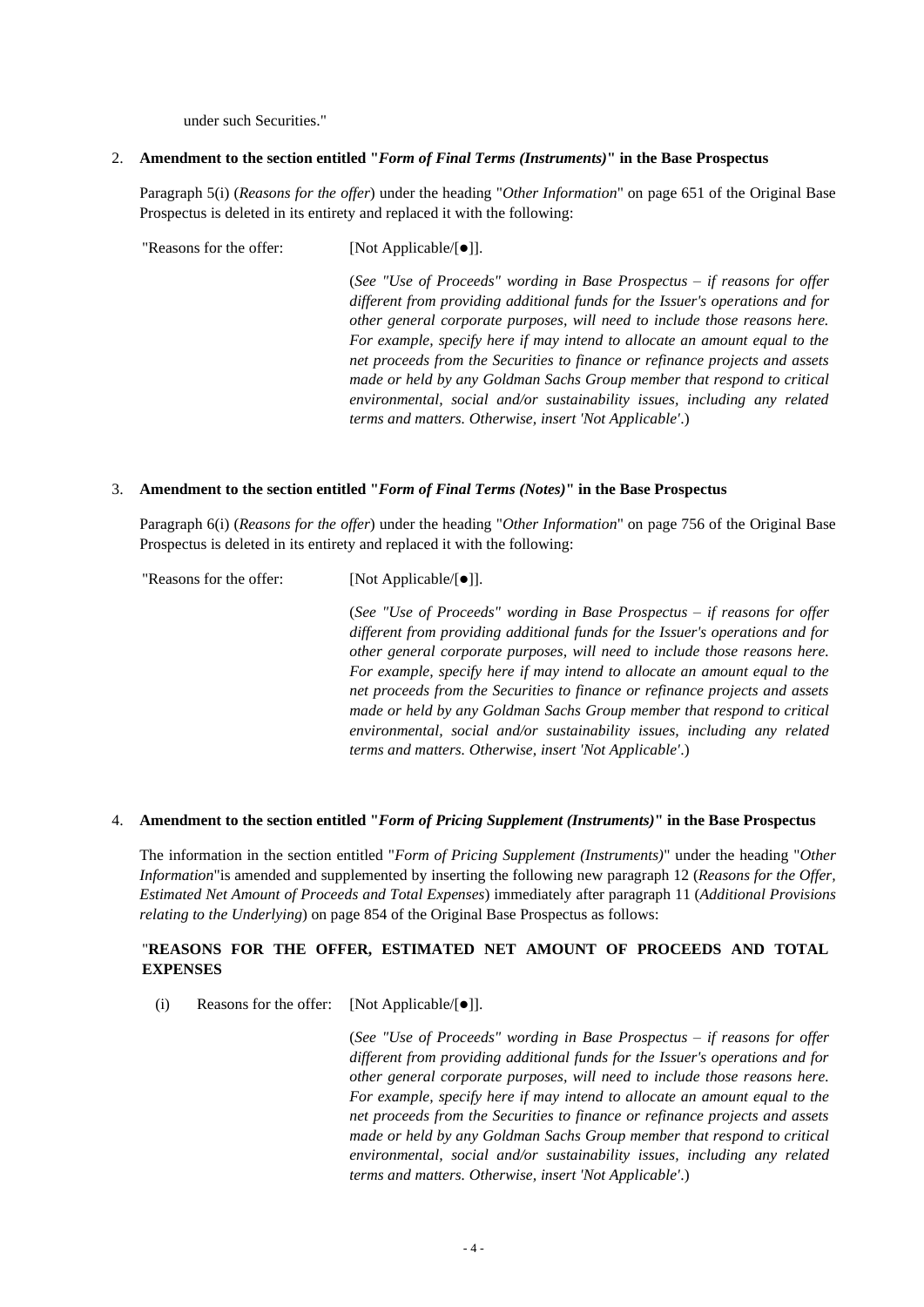under such Securities."

2. **Amendment to the section entitled "*Form of Final Terms (Instruments)*" in the Base Prospectus**

Paragraph 5(i) (*Reasons for the offer*) under the heading "*Other Information*" on page 651 of the Original Base Prospectus is deleted in its entirety and replaced it with the following:

"Reasons for the offer: [Not Applicable/[●]].

(*See "Use of Proceeds" wording in Base Prospectus – if reasons for offer different from providing additional funds for the Issuer's operations and for other general corporate purposes, will need to include those reasons here. For example, specify here if may intend to allocate an amount equal to the net proceeds from the Securities to finance or refinance projects and assets made or held by any Goldman Sachs Group member that respond to critical environmental, social and/or sustainability issues, including any related terms and matters. Otherwise, insert 'Not Applicable'*.)

3. **Amendment to the section entitled "*Form of Final Terms (Notes)*" in the Base Prospectus**

Paragraph 6(i) (*Reasons for the offer*) under the heading "*Other Information*" on page 756 of the Original Base Prospectus is deleted in its entirety and replaced it with the following:

"Reasons for the offer: [Not Applicable/[●]].

(*See "Use of Proceeds" wording in Base Prospectus – if reasons for offer different from providing additional funds for the Issuer's operations and for other general corporate purposes, will need to include those reasons here. For example, specify here if may intend to allocate an amount equal to the net proceeds from the Securities to finance or refinance projects and assets made or held by any Goldman Sachs Group member that respond to critical environmental, social and/or sustainability issues, including any related terms and matters. Otherwise, insert 'Not Applicable'*.)

4. **Amendment to the section entitled "*Form of Pricing Supplement (Instruments)*" in the Base Prospectus**

The information in the section entitled "*Form of Pricing Supplement (Instruments)*" under the heading "*Other Information*"is amended and supplemented by inserting the following new paragraph 12 (*Reasons for the Offer, Estimated Net Amount of Proceeds and Total Expenses*) immediately after paragraph 11 (*Additional Provisions relating to the Underlying*) on page 854 of the Original Base Prospectus as follows:

"**REASONS FOR THE OFFER, ESTIMATED NET AMOUNT OF PROCEEDS AND TOTAL EXPENSES**

(i) Reasons for the offer: [Not Applicable/[●]].

(*See "Use of Proceeds" wording in Base Prospectus – if reasons for offer different from providing additional funds for the Issuer's operations and for other general corporate purposes, will need to include those reasons here. For example, specify here if may intend to allocate an amount equal to the net proceeds from the Securities to finance or refinance projects and assets made or held by any Goldman Sachs Group member that respond to critical environmental, social and/or sustainability issues, including any related terms and matters. Otherwise, insert 'Not Applicable'*.)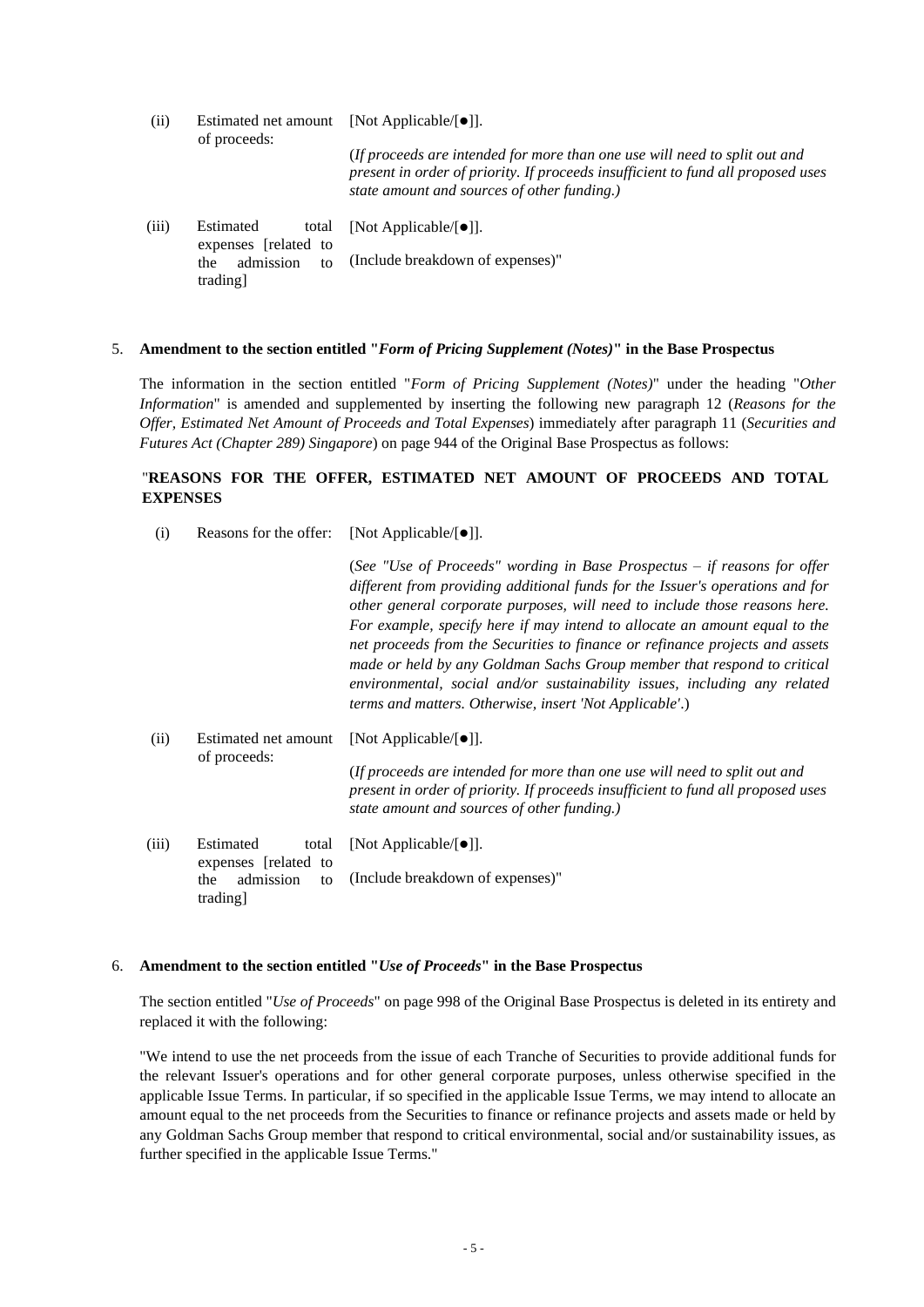| | | |
|---|---|---|
| (ii) | Estimated net amount of proceeds: | [Not Applicable/[●]].<br><br>(*If proceeds are intended for more than one use will need to split out and present in order of priority. If proceeds insufficient to fund all proposed uses state amount and sources of other funding.)* |
| (iii) | Estimated total expenses [related to the admission to trading] | [Not Applicable/[●]].<br><br>(Include breakdown of expenses)" |

5. **Amendment to the section entitled "*Form of Pricing Supplement (Notes)*" in the Base Prospectus**

The information in the section entitled "*Form of Pricing Supplement (Notes)*" under the heading "*Other Information*" is amended and supplemented by inserting the following new paragraph 12 (*Reasons for the Offer, Estimated Net Amount of Proceeds and Total Expenses*) immediately after paragraph 11 (*Securities and Futures Act (Chapter 289) Singapore*) on page 944 of the Original Base Prospectus as follows:

"**REASONS FOR THE OFFER, ESTIMATED NET AMOUNT OF PROCEEDS AND TOTAL EXPENSES**

| | | |
|---|---|---|
| (i) | Reasons for the offer: | [Not Applicable/[●]].<br><br>(*See "Use of Proceeds" wording in Base Prospectus – if reasons for offer different from providing additional funds for the Issuer's operations and for other general corporate purposes, will need to include those reasons here. For example, specify here if may intend to allocate an amount equal to the net proceeds from the Securities to finance or refinance projects and assets made or held by any Goldman Sachs Group member that respond to critical environmental, social and/or sustainability issues, including any related terms and matters. Otherwise, insert 'Not Applicable'*.) |
| (ii) | Estimated net amount of proceeds: | [Not Applicable/[●]].<br><br>(*If proceeds are intended for more than one use will need to split out and present in order of priority. If proceeds insufficient to fund all proposed uses state amount and sources of other funding.)* |
| (iii) | Estimated total expenses [related to the admission to trading] | [Not Applicable/[●]].<br><br>(Include breakdown of expenses)" |

6. **Amendment to the section entitled "*Use of Proceeds*" in the Base Prospectus**

The section entitled "*Use of Proceeds*" on page 998 of the Original Base Prospectus is deleted in its entirety and replaced it with the following:

"We intend to use the net proceeds from the issue of each Tranche of Securities to provide additional funds for the relevant Issuer's operations and for other general corporate purposes, unless otherwise specified in the applicable Issue Terms. In particular, if so specified in the applicable Issue Terms, we may intend to allocate an amount equal to the net proceeds from the Securities to finance or refinance projects and assets made or held by any Goldman Sachs Group member that respond to critical environmental, social and/or sustainability issues, as further specified in the applicable Issue Terms."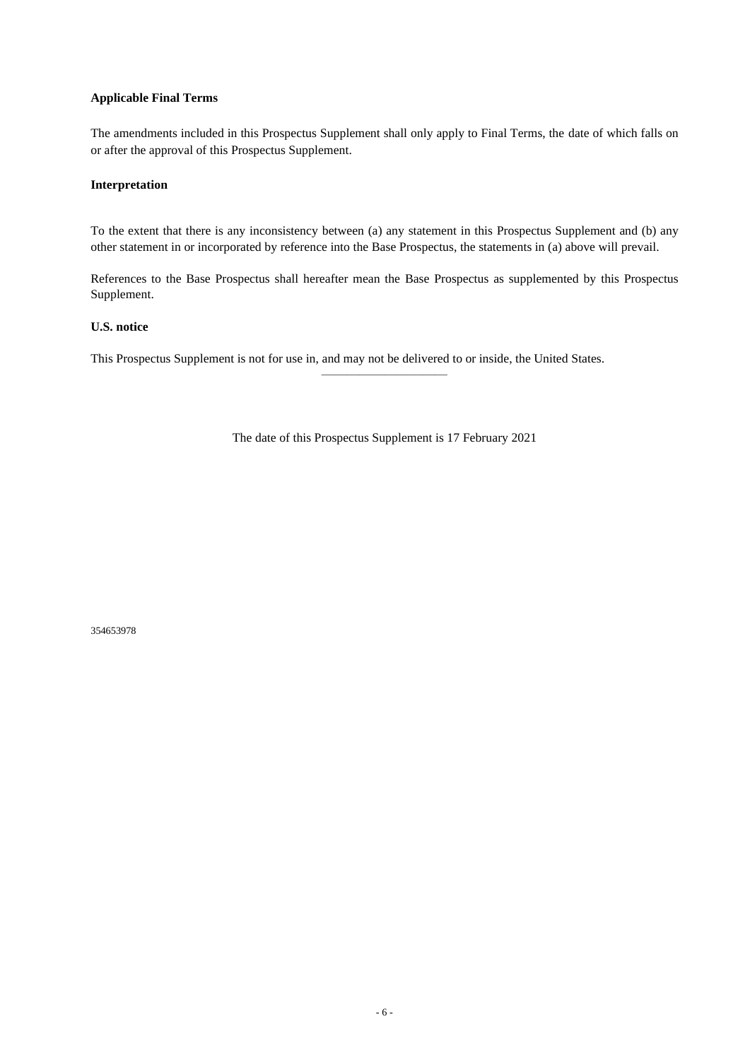**Applicable Final Terms**

The amendments included in this Prospectus Supplement shall only apply to Final Terms, the date of which falls on or after the approval of this Prospectus Supplement.

**Interpretation**

To the extent that there is any inconsistency between (a) any statement in this Prospectus Supplement and (b) any other statement in or incorporated by reference into the Base Prospectus, the statements in (a) above will prevail.

References to the Base Prospectus shall hereafter mean the Base Prospectus as supplemented by this Prospectus Supplement.

**U.S. notice**

This Prospectus Supplement is not for use in, and may not be delivered to or inside, the United States.

---

The date of this Prospectus Supplement is 17 February 2021

354653978